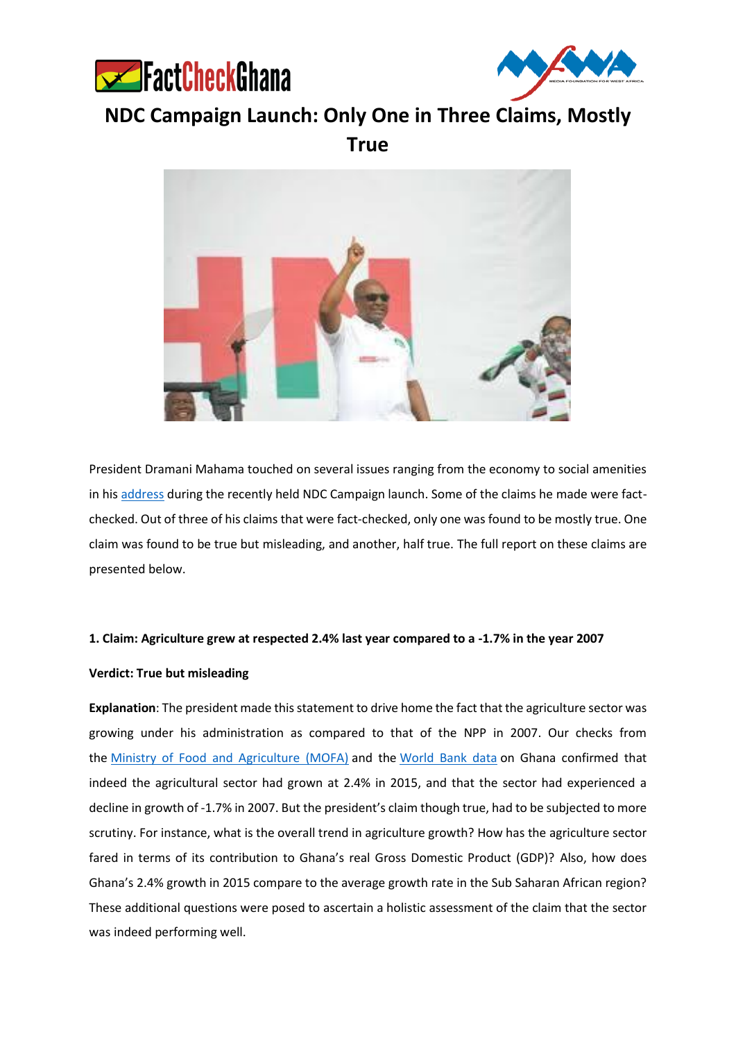# NDC Campaign Launch: Only One in Three Claims, Mostly True

President Dramani Mahama touched on several issues ranging from the economy to social amenities in his address during the recently held NDC Campaign launch. Some of the claims he made were fact-checked. Out of three of his claims that were fact-checked, only one was found to be mostly true. One claim was found to be true but misleading, and another, half true. The full report on these claims are presented below.

**1. Claim: Agriculture grew at respected 2.4% last year compared to a -1.7% in the year 2007**

**Verdict: True but misleading**

**Explanation**: The president made this statement to drive home the fact that the agriculture sector was growing under his administration as compared to that of the NPP in 2007. Our checks from the Ministry of Food and Agriculture (MOFA) and the World Bank data on Ghana confirmed that indeed the agricultural sector had grown at 2.4% in 2015, and that the sector had experienced a decline in growth of -1.7% in 2007. But the president's claim though true, had to be subjected to more scrutiny. For instance, what is the overall trend in agriculture growth? How has the agriculture sector fared in terms of its contribution to Ghana's real Gross Domestic Product (GDP)? Also, how does Ghana's 2.4% growth in 2015 compare to the average growth rate in the Sub Saharan African region? These additional questions were posed to ascertain a holistic assessment of the claim that the sector was indeed performing well.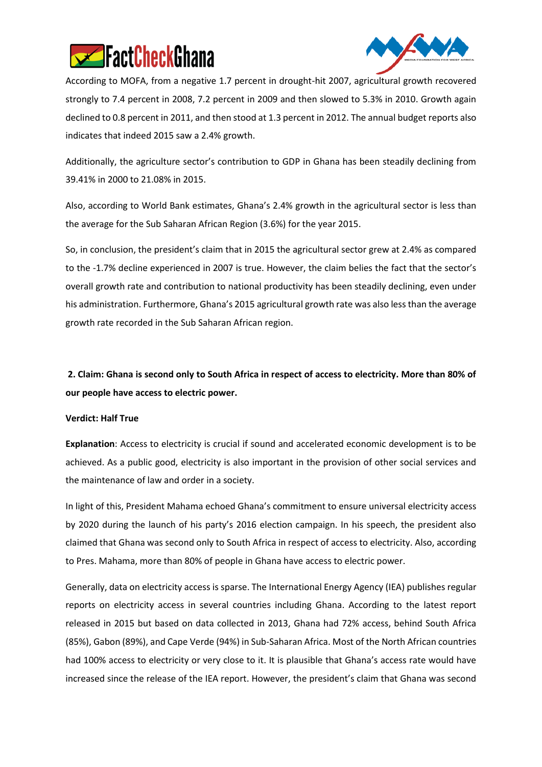According to MOFA, from a negative 1.7 percent in drought-hit 2007, agricultural growth recovered strongly to 7.4 percent in 2008, 7.2 percent in 2009 and then slowed to 5.3% in 2010. Growth again declined to 0.8 percent in 2011, and then stood at 1.3 percent in 2012. The annual budget reports also indicates that indeed 2015 saw a 2.4% growth.

Additionally, the agriculture sector's contribution to GDP in Ghana has been steadily declining from 39.41% in 2000 to 21.08% in 2015.

Also, according to World Bank estimates, Ghana's 2.4% growth in the agricultural sector is less than the average for the Sub Saharan African Region (3.6%) for the year 2015.

So, in conclusion, the president's claim that in 2015 the agricultural sector grew at 2.4% as compared to the -1.7% decline experienced in 2007 is true. However, the claim belies the fact that the sector's overall growth rate and contribution to national productivity has been steadily declining, even under his administration. Furthermore, Ghana's 2015 agricultural growth rate was also less than the average growth rate recorded in the Sub Saharan African region.

**2. Claim: Ghana is second only to South Africa in respect of access to electricity. More than 80% of our people have access to electric power.**

**Verdict: Half True**

**Explanation**: Access to electricity is crucial if sound and accelerated economic development is to be achieved. As a public good, electricity is also important in the provision of other social services and the maintenance of law and order in a society.

In light of this, President Mahama echoed Ghana's commitment to ensure universal electricity access by 2020 during the launch of his party's 2016 election campaign. In his speech, the president also claimed that Ghana was second only to South Africa in respect of access to electricity. Also, according to Pres. Mahama, more than 80% of people in Ghana have access to electric power.

Generally, data on electricity access is sparse. The International Energy Agency (IEA) publishes regular reports on electricity access in several countries including Ghana. According to the latest report released in 2015 but based on data collected in 2013, Ghana had 72% access, behind South Africa (85%), Gabon (89%), and Cape Verde (94%) in Sub-Saharan Africa. Most of the North African countries had 100% access to electricity or very close to it. It is plausible that Ghana's access rate would have increased since the release of the IEA report. However, the president's claim that Ghana was second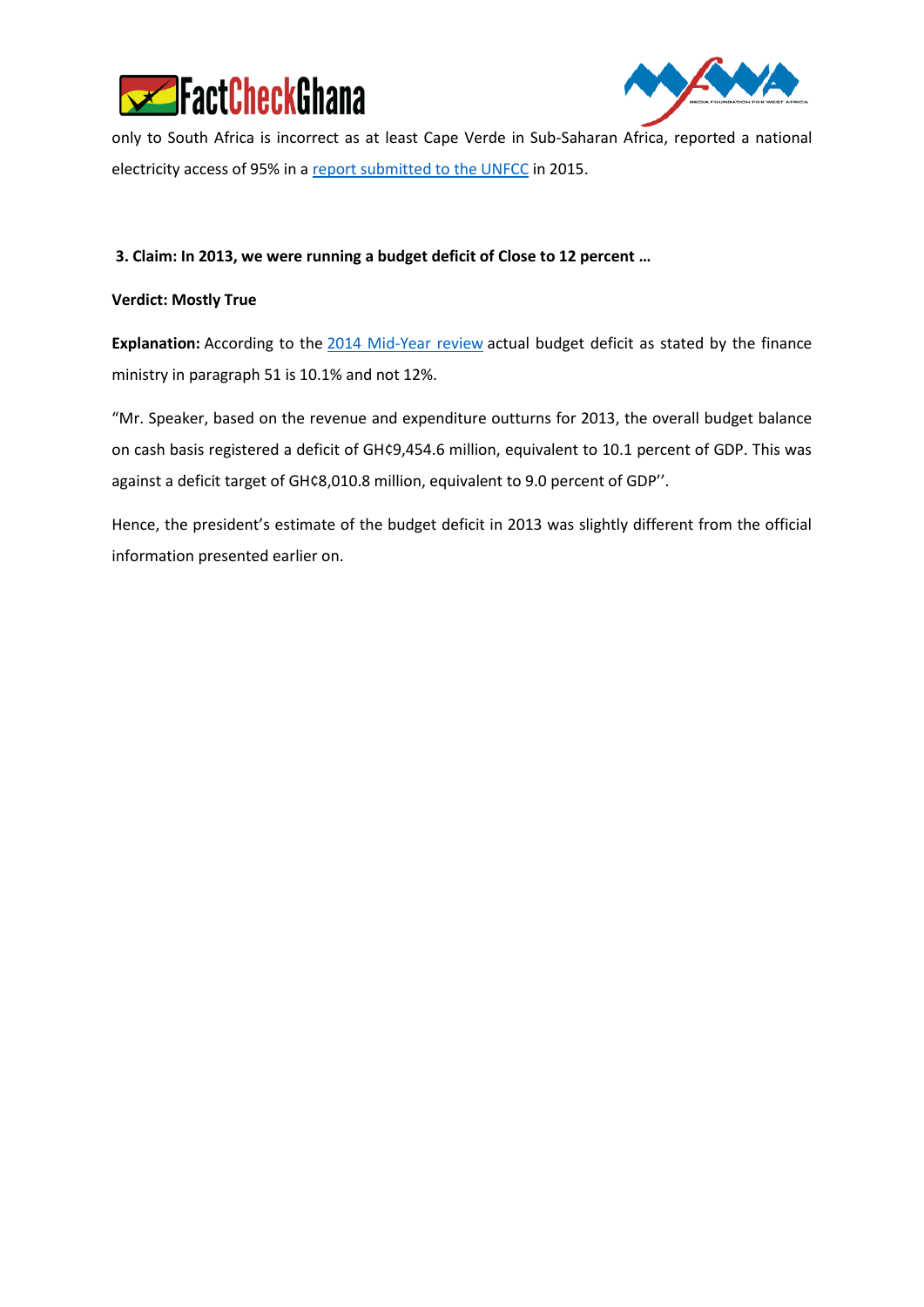only to South Africa is incorrect as at least Cape Verde in Sub-Saharan Africa, reported a national electricity access of 95% in a [report submitted to the UNFCC]() in 2015.

**3. Claim: In 2013, we were running a budget deficit of Close to 12 percent …**

**Verdict: Mostly True**

**Explanation:** According to the [2014 Mid-Year review]() actual budget deficit as stated by the finance ministry in paragraph 51 is 10.1% and not 12%.

"Mr. Speaker, based on the revenue and expenditure outturns for 2013, the overall budget balance on cash basis registered a deficit of GH¢9,454.6 million, equivalent to 10.1 percent of GDP. This was against a deficit target of GH¢8,010.8 million, equivalent to 9.0 percent of GDP''.

Hence, the president's estimate of the budget deficit in 2013 was slightly different from the official information presented earlier on.